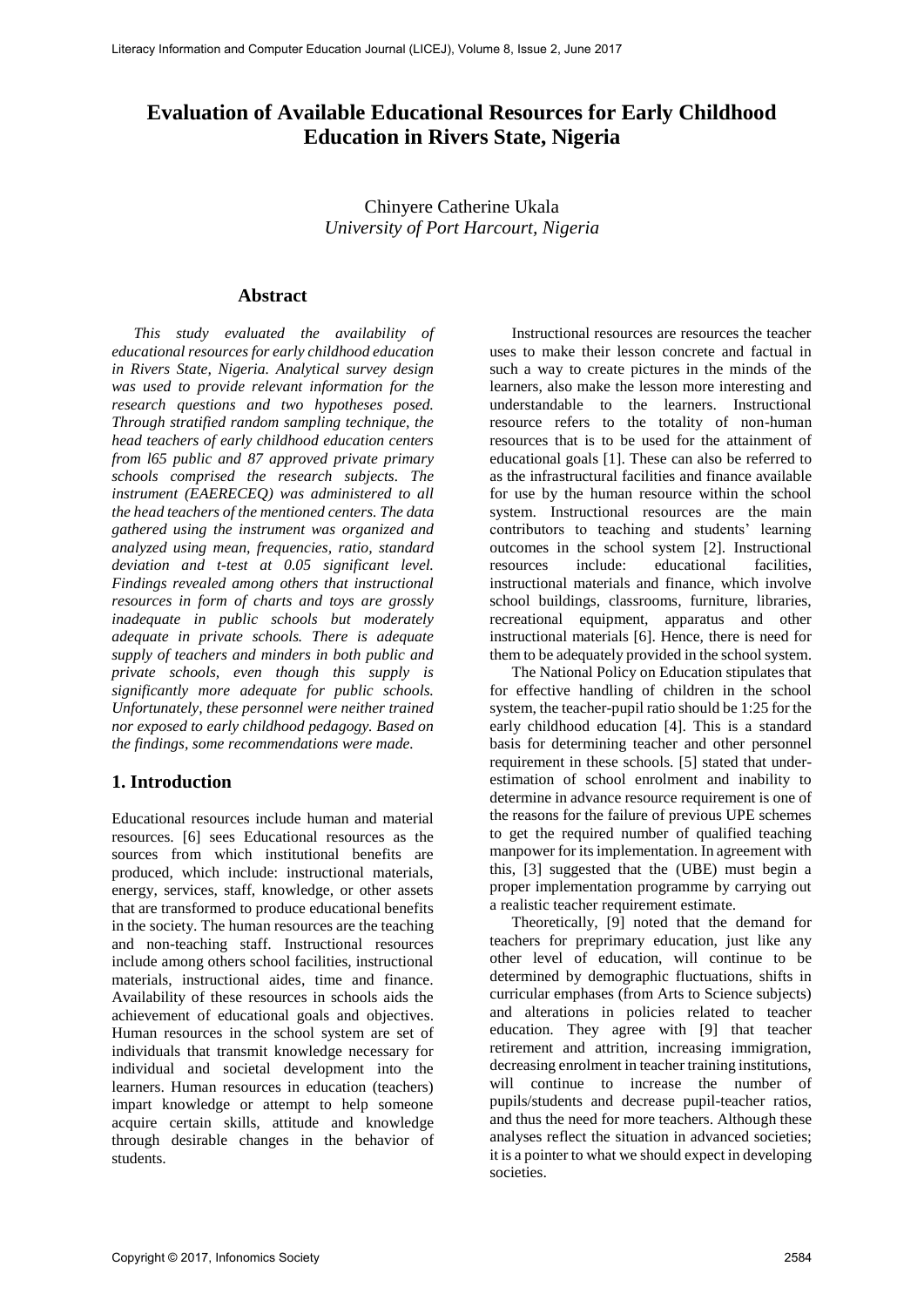# Evaluation of Available Educational Resources for Early Childhood Education in Rivers State, Nigeria

Chinyere Catherine Ukala
*University of Port Harcourt, Nigeria*

## Abstract

*This study evaluated the availability of educational resources for early childhood education in Rivers State, Nigeria. Analytical survey design was used to provide relevant information for the research questions and two hypotheses posed. Through stratified random sampling technique, the head teachers of early childhood education centers from l65 public and 87 approved private primary schools comprised the research subjects. The instrument (EAERECEQ) was administered to all the head teachers of the mentioned centers. The data gathered using the instrument was organized and analyzed using mean, frequencies, ratio, standard deviation and t-test at 0.05 significant level. Findings revealed among others that instructional resources in form of charts and toys are grossly inadequate in public schools but moderately adequate in private schools. There is adequate supply of teachers and minders in both public and private schools, even though this supply is significantly more adequate for public schools. Unfortunately, these personnel were neither trained nor exposed to early childhood pedagogy. Based on the findings, some recommendations were made.*

## 1. Introduction

Educational resources include human and material resources. [6] sees Educational resources as the sources from which institutional benefits are produced, which include: instructional materials, energy, services, staff, knowledge, or other assets that are transformed to produce educational benefits in the society. The human resources are the teaching and non-teaching staff. Instructional resources include among others school facilities, instructional materials, instructional aides, time and finance. Availability of these resources in schools aids the achievement of educational goals and objectives. Human resources in the school system are set of individuals that transmit knowledge necessary for individual and societal development into the learners. Human resources in education (teachers) impart knowledge or attempt to help someone acquire certain skills, attitude and knowledge through desirable changes in the behavior of students.

Instructional resources are resources the teacher uses to make their lesson concrete and factual in such a way to create pictures in the minds of the learners, also make the lesson more interesting and understandable to the learners. Instructional resource refers to the totality of non-human resources that is to be used for the attainment of educational goals [1]. These can also be referred to as the infrastructural facilities and finance available for use by the human resource within the school system. Instructional resources are the main contributors to teaching and students' learning outcomes in the school system [2]. Instructional resources include: educational facilities, instructional materials and finance, which involve school buildings, classrooms, furniture, libraries, recreational equipment, apparatus and other instructional materials [6]. Hence, there is need for them to be adequately provided in the school system.

The National Policy on Education stipulates that for effective handling of children in the school system, the teacher-pupil ratio should be 1:25 for the early childhood education [4]. This is a standard basis for determining teacher and other personnel requirement in these schools. [5] stated that under-estimation of school enrolment and inability to determine in advance resource requirement is one of the reasons for the failure of previous UPE schemes to get the required number of qualified teaching manpower for its implementation. In agreement with this, [3] suggested that the (UBE) must begin a proper implementation programme by carrying out a realistic teacher requirement estimate.

Theoretically, [9] noted that the demand for teachers for preprimary education, just like any other level of education, will continue to be determined by demographic fluctuations, shifts in curricular emphases (from Arts to Science subjects) and alterations in policies related to teacher education. They agree with [9] that teacher retirement and attrition, increasing immigration, decreasing enrolment in teacher training institutions, will continue to increase the number of pupils/students and decrease pupil-teacher ratios, and thus the need for more teachers. Although these analyses reflect the situation in advanced societies; it is a pointer to what we should expect in developing societies.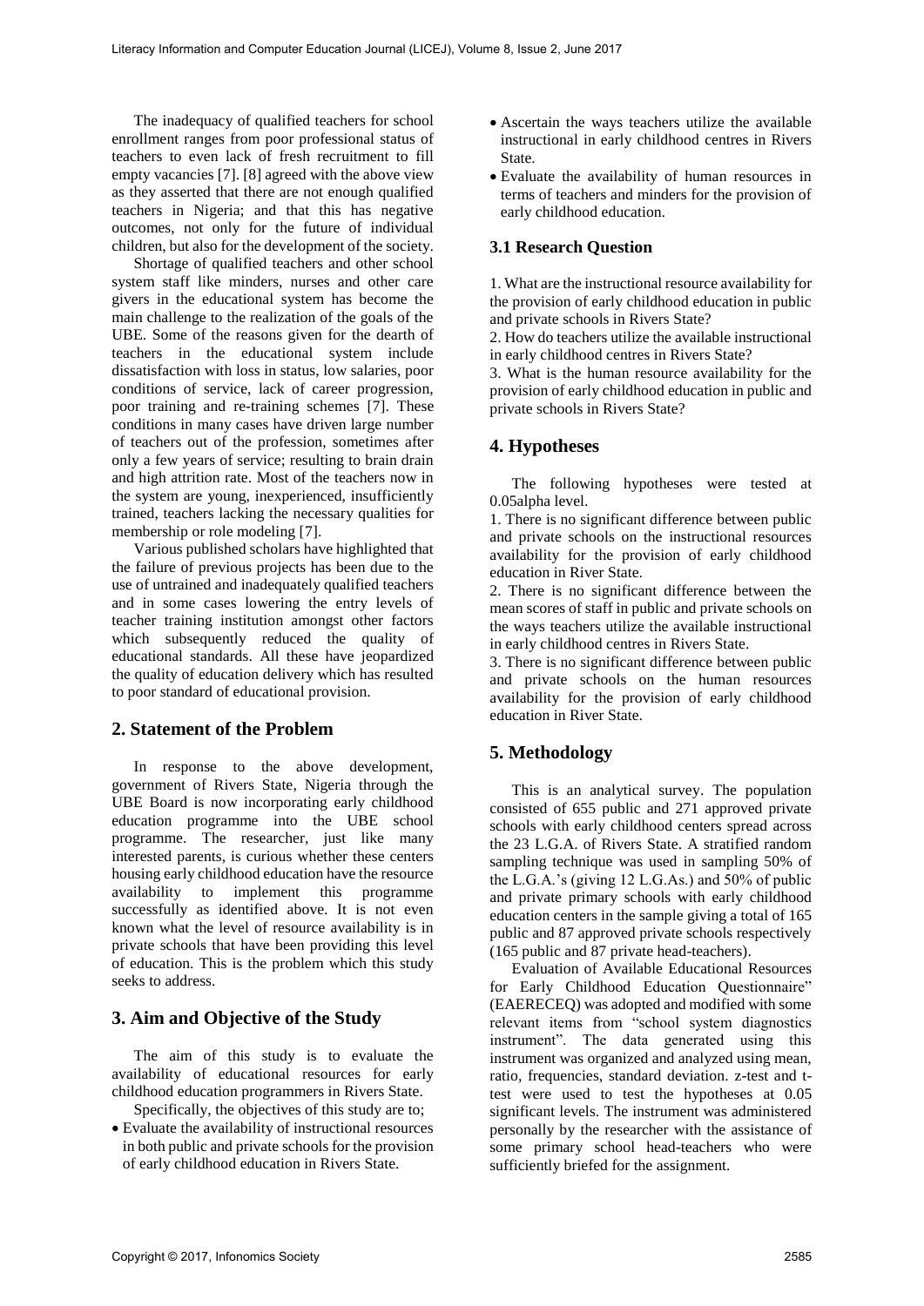The inadequacy of qualified teachers for school enrollment ranges from poor professional status of teachers to even lack of fresh recruitment to fill empty vacancies [7]. [8] agreed with the above view as they asserted that there are not enough qualified teachers in Nigeria; and that this has negative outcomes, not only for the future of individual children, but also for the development of the society.

Shortage of qualified teachers and other school system staff like minders, nurses and other care givers in the educational system has become the main challenge to the realization of the goals of the UBE. Some of the reasons given for the dearth of teachers in the educational system include dissatisfaction with loss in status, low salaries, poor conditions of service, lack of career progression, poor training and re-training schemes [7]. These conditions in many cases have driven large number of teachers out of the profession, sometimes after only a few years of service; resulting to brain drain and high attrition rate. Most of the teachers now in the system are young, inexperienced, insufficiently trained, teachers lacking the necessary qualities for membership or role modeling [7].

Various published scholars have highlighted that the failure of previous projects has been due to the use of untrained and inadequately qualified teachers and in some cases lowering the entry levels of teacher training institution amongst other factors which subsequently reduced the quality of educational standards. All these have jeopardized the quality of education delivery which has resulted to poor standard of educational provision.

## 2. Statement of the Problem

In response to the above development, government of Rivers State, Nigeria through the UBE Board is now incorporating early childhood education programme into the UBE school programme. The researcher, just like many interested parents, is curious whether these centers housing early childhood education have the resource availability to implement this programme successfully as identified above. It is not even known what the level of resource availability is in private schools that have been providing this level of education. This is the problem which this study seeks to address.

## 3. Aim and Objective of the Study

The aim of this study is to evaluate the availability of educational resources for early childhood education programmers in Rivers State.

Specifically, the objectives of this study are to;

- Evaluate the availability of instructional resources in both public and private schools for the provision of early childhood education in Rivers State.
- Ascertain the ways teachers utilize the available instructional in early childhood centres in Rivers State.
- Evaluate the availability of human resources in terms of teachers and minders for the provision of early childhood education.

### 3.1 Research Question

1. What are the instructional resource availability for the provision of early childhood education in public and private schools in Rivers State?
2. How do teachers utilize the available instructional in early childhood centres in Rivers State?
3. What is the human resource availability for the provision of early childhood education in public and private schools in Rivers State?

## 4. Hypotheses

The following hypotheses were tested at 0.05alpha level.

1. There is no significant difference between public and private schools on the instructional resources availability for the provision of early childhood education in River State.
2. There is no significant difference between the mean scores of staff in public and private schools on the ways teachers utilize the available instructional in early childhood centres in Rivers State.
3. There is no significant difference between public and private schools on the human resources availability for the provision of early childhood education in River State.

## 5. Methodology

This is an analytical survey. The population consisted of 655 public and 271 approved private schools with early childhood centers spread across the 23 L.G.A. of Rivers State. A stratified random sampling technique was used in sampling 50% of the L.G.A.'s (giving 12 L.G.As.) and 50% of public and private primary schools with early childhood education centers in the sample giving a total of 165 public and 87 approved private schools respectively (165 public and 87 private head-teachers).

Evaluation of Available Educational Resources for Early Childhood Education Questionnaire" (EAERECEQ) was adopted and modified with some relevant items from "school system diagnostics instrument". The data generated using this instrument was organized and analyzed using mean, ratio, frequencies, standard deviation. z-test and t-test were used to test the hypotheses at 0.05 significant levels. The instrument was administered personally by the researcher with the assistance of some primary school head-teachers who were sufficiently briefed for the assignment.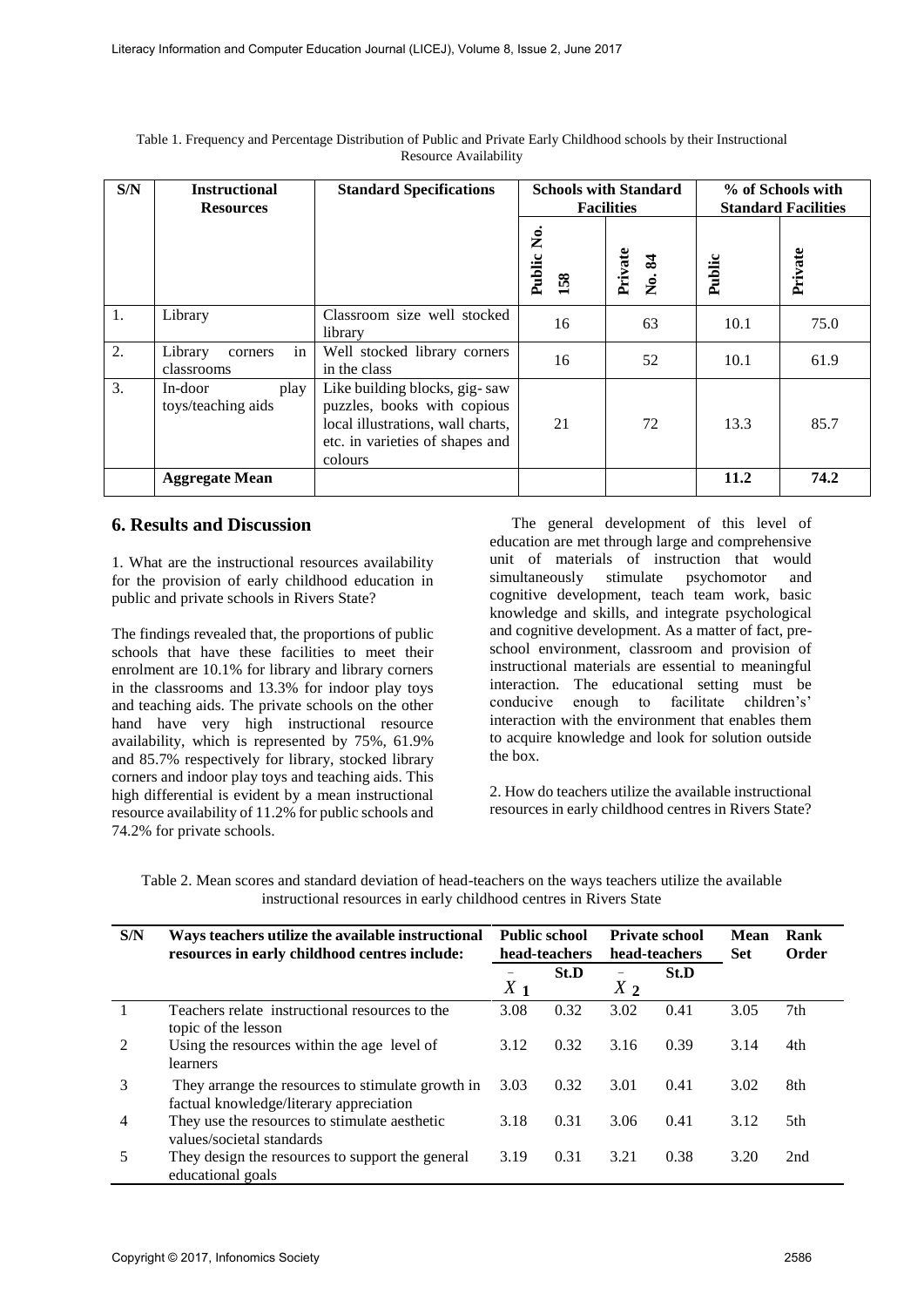Table 1. Frequency and Percentage Distribution of Public and Private Early Childhood schools by their Instructional Resource Availability

| S/N | Instructional Resources | Standard Specifications | Schools with Standard Facilities | | % of Schools with Standard Facilities | |
|---|---|---|---|---|---|---|
| | | | Public No. 158 | Private No. 84 | Public | Private |
| 1. | Library | Classroom size well stocked library | 16 | 63 | 10.1 | 75.0 |
| 2. | Library corners in classrooms | Well stocked library corners in the class | 16 | 52 | 10.1 | 61.9 |
| 3. | In-door play toys/teaching aids | Like building blocks, gig- saw puzzles, books with copious local illustrations, wall charts, etc. in varieties of shapes and colours | 21 | 72 | 13.3 | 85.7 |
| | **Aggregate Mean** | | | | **11.2** | **74.2** |

## 6. Results and Discussion

1. What are the instructional resources availability for the provision of early childhood education in public and private schools in Rivers State?

The findings revealed that, the proportions of public schools that have these facilities to meet their enrolment are 10.1% for library and library corners in the classrooms and 13.3% for indoor play toys and teaching aids. The private schools on the other hand have very high instructional resource availability, which is represented by 75%, 61.9% and 85.7% respectively for library, stocked library corners and indoor play toys and teaching aids. This high differential is evident by a mean instructional resource availability of 11.2% for public schools and 74.2% for private schools.

The general development of this level of education are met through large and comprehensive unit of materials of instruction that would simultaneously stimulate psychomotor and cognitive development, teach team work, basic knowledge and skills, and integrate psychological and cognitive development. As a matter of fact, pre-school environment, classroom and provision of instructional materials are essential to meaningful interaction. The educational setting must be conducive enough to facilitate children's' interaction with the environment that enables them to acquire knowledge and look for solution outside the box.

2. How do teachers utilize the available instructional resources in early childhood centres in Rivers State?

Table 2. Mean scores and standard deviation of head-teachers on the ways teachers utilize the available instructional resources in early childhood centres in Rivers State

| S/N | Ways teachers utilize the available instructional resources in early childhood centres include: | Public school head-teachers | | Private school head-teachers | | Mean Set | Rank Order |
|---|---|---|---|---|---|---|---|
| | | $\bar{X}_1$ | St.D | $\bar{X}_2$ | St.D | | |
| 1 | Teachers relate instructional resources to the topic of the lesson | 3.08 | 0.32 | 3.02 | 0.41 | 3.05 | 7th |
| 2 | Using the resources within the age level of learners | 3.12 | 0.32 | 3.16 | 0.39 | 3.14 | 4th |
| 3 | They arrange the resources to stimulate growth in factual knowledge/literary appreciation | 3.03 | 0.32 | 3.01 | 0.41 | 3.02 | 8th |
| 4 | They use the resources to stimulate aesthetic values/societal standards | 3.18 | 0.31 | 3.06 | 0.41 | 3.12 | 5th |
| 5 | They design the resources to support the general educational goals | 3.19 | 0.31 | 3.21 | 0.38 | 3.20 | 2nd |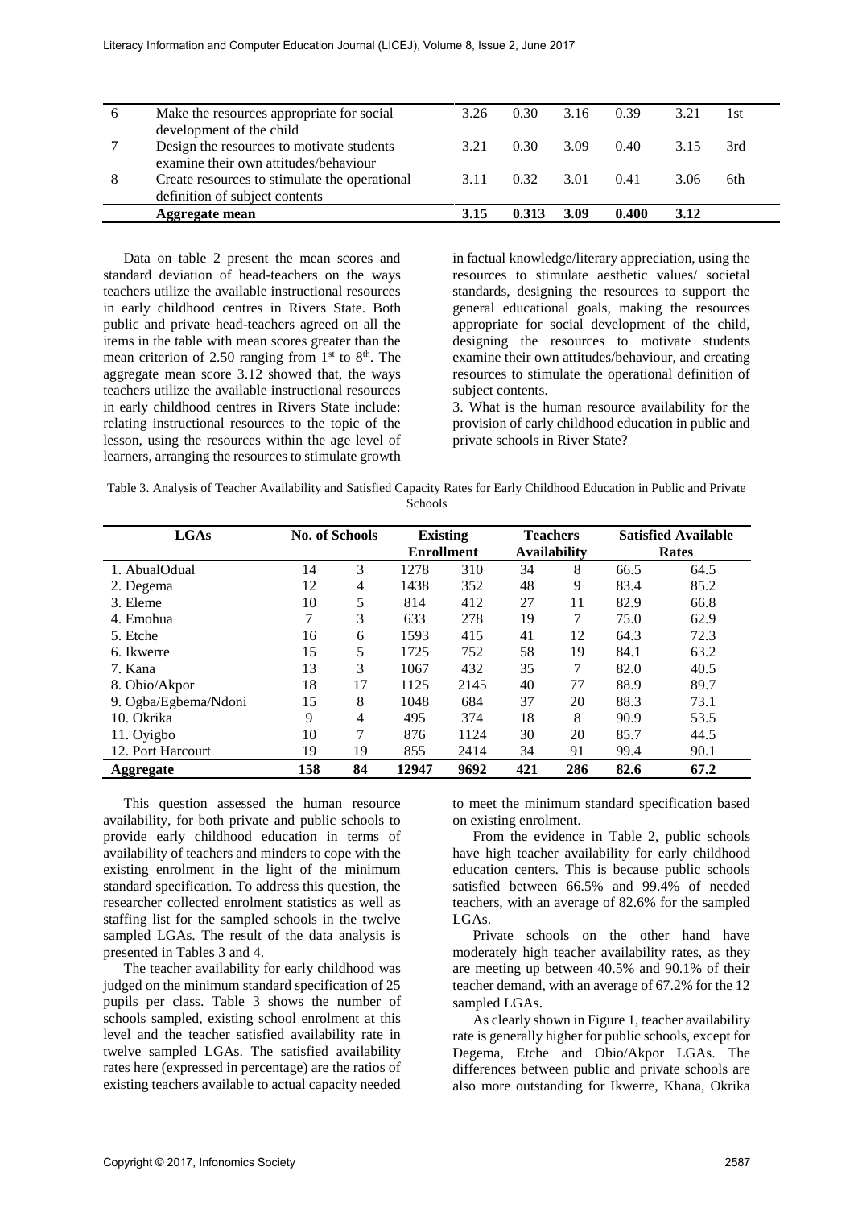| | | | | | | | |
|---|---|---|---|---|---|---|---|
| 6 | Make the resources appropriate for social development of the child | 3.26 | 0.30 | 3.16 | 0.39 | 3.21 | 1st |
| 7 | Design the resources to motivate students examine their own attitudes/behaviour | 3.21 | 0.30 | 3.09 | 0.40 | 3.15 | 3rd |
| 8 | Create resources to stimulate the operational definition of subject contents | 3.11 | 0.32 | 3.01 | 0.41 | 3.06 | 6th |
| | **Aggregate mean** | **3.15** | **0.313** | **3.09** | **0.400** | **3.12** | |

Data on table 2 present the mean scores and standard deviation of head-teachers on the ways teachers utilize the available instructional resources in early childhood centres in Rivers State. Both public and private head-teachers agreed on all the items in the table with mean scores greater than the mean criterion of 2.50 ranging from 1st to 8th. The aggregate mean score 3.12 showed that, the ways teachers utilize the available instructional resources in early childhood centres in Rivers State include: relating instructional resources to the topic of the lesson, using the resources within the age level of learners, arranging the resources to stimulate growth in factual knowledge/literary appreciation, using the resources to stimulate aesthetic values/ societal standards, designing the resources to support the general educational goals, making the resources appropriate for social development of the child, designing the resources to motivate students examine their own attitudes/behaviour, and creating resources to stimulate the operational definition of subject contents.

3. What is the human resource availability for the provision of early childhood education in public and private schools in River State?

Table 3. Analysis of Teacher Availability and Satisfied Capacity Rates for Early Childhood Education in Public and Private Schools

| LGAs | No. of Schools | | Existing Enrollment | | Teachers Availability | | Satisfied Available Rates | |
|---|---|---|---|---|---|---|---|---|
| 1. AbualOdual | 14 | 3 | 1278 | 310 | 34 | 8 | 66.5 | 64.5 |
| 2. Degema | 12 | 4 | 1438 | 352 | 48 | 9 | 83.4 | 85.2 |
| 3. Eleme | 10 | 5 | 814 | 412 | 27 | 11 | 82.9 | 66.8 |
| 4. Emohua | 7 | 3 | 633 | 278 | 19 | 7 | 75.0 | 62.9 |
| 5. Etche | 16 | 6 | 1593 | 415 | 41 | 12 | 64.3 | 72.3 |
| 6. Ikwerre | 15 | 5 | 1725 | 752 | 58 | 19 | 84.1 | 63.2 |
| 7. Kana | 13 | 3 | 1067 | 432 | 35 | 7 | 82.0 | 40.5 |
| 8. Obio/Akpor | 18 | 17 | 1125 | 2145 | 40 | 77 | 88.9 | 89.7 |
| 9. Ogba/Egbema/Ndoni | 15 | 8 | 1048 | 684 | 37 | 20 | 88.3 | 73.1 |
| 10. Okrika | 9 | 4 | 495 | 374 | 18 | 8 | 90.9 | 53.5 |
| 11. Oyigbo | 10 | 7 | 876 | 1124 | 30 | 20 | 85.7 | 44.5 |
| 12. Port Harcourt | 19 | 19 | 855 | 2414 | 34 | 91 | 99.4 | 90.1 |
| **Aggregate** | **158** | **84** | **12947** | **9692** | **421** | **286** | **82.6** | **67.2** |

This question assessed the human resource availability, for both private and public schools to provide early childhood education in terms of availability of teachers and minders to cope with the existing enrolment in the light of the minimum standard specification. To address this question, the researcher collected enrolment statistics as well as staffing list for the sampled schools in the twelve sampled LGAs. The result of the data analysis is presented in Tables 3 and 4.

The teacher availability for early childhood was judged on the minimum standard specification of 25 pupils per class. Table 3 shows the number of schools sampled, existing school enrolment at this level and the teacher satisfied availability rate in twelve sampled LGAs. The satisfied availability rates here (expressed in percentage) are the ratios of existing teachers available to actual capacity needed to meet the minimum standard specification based on existing enrolment.

From the evidence in Table 2, public schools have high teacher availability for early childhood education centers. This is because public schools satisfied between 66.5% and 99.4% of needed teachers, with an average of 82.6% for the sampled LGAs.

Private schools on the other hand have moderately high teacher availability rates, as they are meeting up between 40.5% and 90.1% of their teacher demand, with an average of 67.2% for the 12 sampled LGAs.

As clearly shown in Figure 1, teacher availability rate is generally higher for public schools, except for Degema, Etche and Obio/Akpor LGAs. The differences between public and private schools are also more outstanding for Ikwerre, Khana, Okrika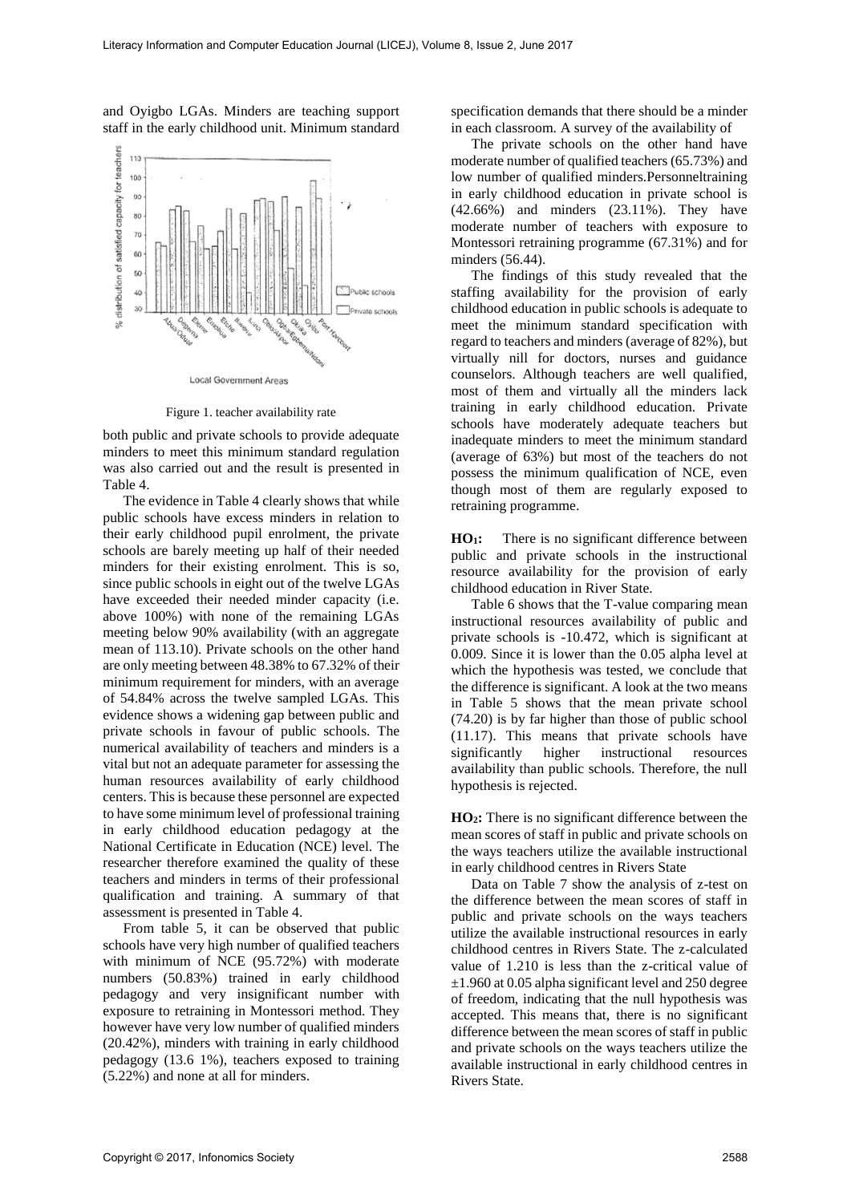and Oyigbo LGAs. Minders are teaching support staff in the early childhood unit. Minimum standard specification demands that there should be a minder in each classroom. A survey of the availability of both public and private schools to provide adequate minders to meet this minimum standard regulation was also carried out and the result is presented in Table 4.

Figure 1. teacher availability rate

The evidence in Table 4 clearly shows that while public schools have excess minders in relation to their early childhood pupil enrolment, the private schools are barely meeting up half of their needed minders for their existing enrolment. This is so, since public schools in eight out of the twelve LGAs have exceeded their needed minder capacity (i.e. above 100%) with none of the remaining LGAs meeting below 90% availability (with an aggregate mean of 113.10). Private schools on the other hand are only meeting between 48.38% to 67.32% of their minimum requirement for minders, with an average of 54.84% across the twelve sampled LGAs. This evidence shows a widening gap between public and private schools in favour of public schools. The numerical availability of teachers and minders is a vital but not an adequate parameter for assessing the human resources availability of early childhood centers. This is because these personnel are expected to have some minimum level of professional training in early childhood education pedagogy at the National Certificate in Education (NCE) level. The researcher therefore examined the quality of these teachers and minders in terms of their professional qualification and training. A summary of that assessment is presented in Table 4.

From table 5, it can be observed that public schools have very high number of qualified teachers with minimum of NCE (95.72%) with moderate numbers (50.83%) trained in early childhood pedagogy and very insignificant number with exposure to retraining in Montessori method. They however have very low number of qualified minders (20.42%), minders with training in early childhood pedagogy (13.6 1%), teachers exposed to training (5.22%) and none at all for minders.

The private schools on the other hand have moderate number of qualified teachers (65.73%) and low number of qualified minders.Personneltraining in early childhood education in private school is (42.66%) and minders (23.11%). They have moderate number of teachers with exposure to Montessori retraining programme (67.31%) and for minders (56.44).

The findings of this study revealed that the staffing availability for the provision of early childhood education in public schools is adequate to meet the minimum standard specification with regard to teachers and minders (average of 82%), but virtually nill for doctors, nurses and guidance counselors. Although teachers are well qualified, most of them and virtually all the minders lack training in early childhood education. Private schools have moderately adequate teachers but inadequate minders to meet the minimum standard (average of 63%) but most of the teachers do not possess the minimum qualification of NCE, even though most of them are regularly exposed to retraining programme.

**HO$_1$:** There is no significant difference between public and private schools in the instructional resource availability for the provision of early childhood education in River State.

Table 6 shows that the T-value comparing mean instructional resources availability of public and private schools is -10.472, which is significant at 0.009. Since it is lower than the 0.05 alpha level at which the hypothesis was tested, we conclude that the difference is significant. A look at the two means in Table 5 shows that the mean private school (74.20) is by far higher than those of public school (11.17). This means that private schools have significantly higher instructional resources availability than public schools. Therefore, the null hypothesis is rejected.

**HO$_2$:** There is no significant difference between the mean scores of staff in public and private schools on the ways teachers utilize the available instructional in early childhood centres in Rivers State

Data on Table 7 show the analysis of z-test on the difference between the mean scores of staff in public and private schools on the ways teachers utilize the available instructional resources in early childhood centres in Rivers State. The z-calculated value of 1.210 is less than the z-critical value of $\pm 1.960$ at 0.05 alpha significant level and 250 degree of freedom, indicating that the null hypothesis was accepted. This means that, there is no significant difference between the mean scores of staff in public and private schools on the ways teachers utilize the available instructional in early childhood centres in Rivers State.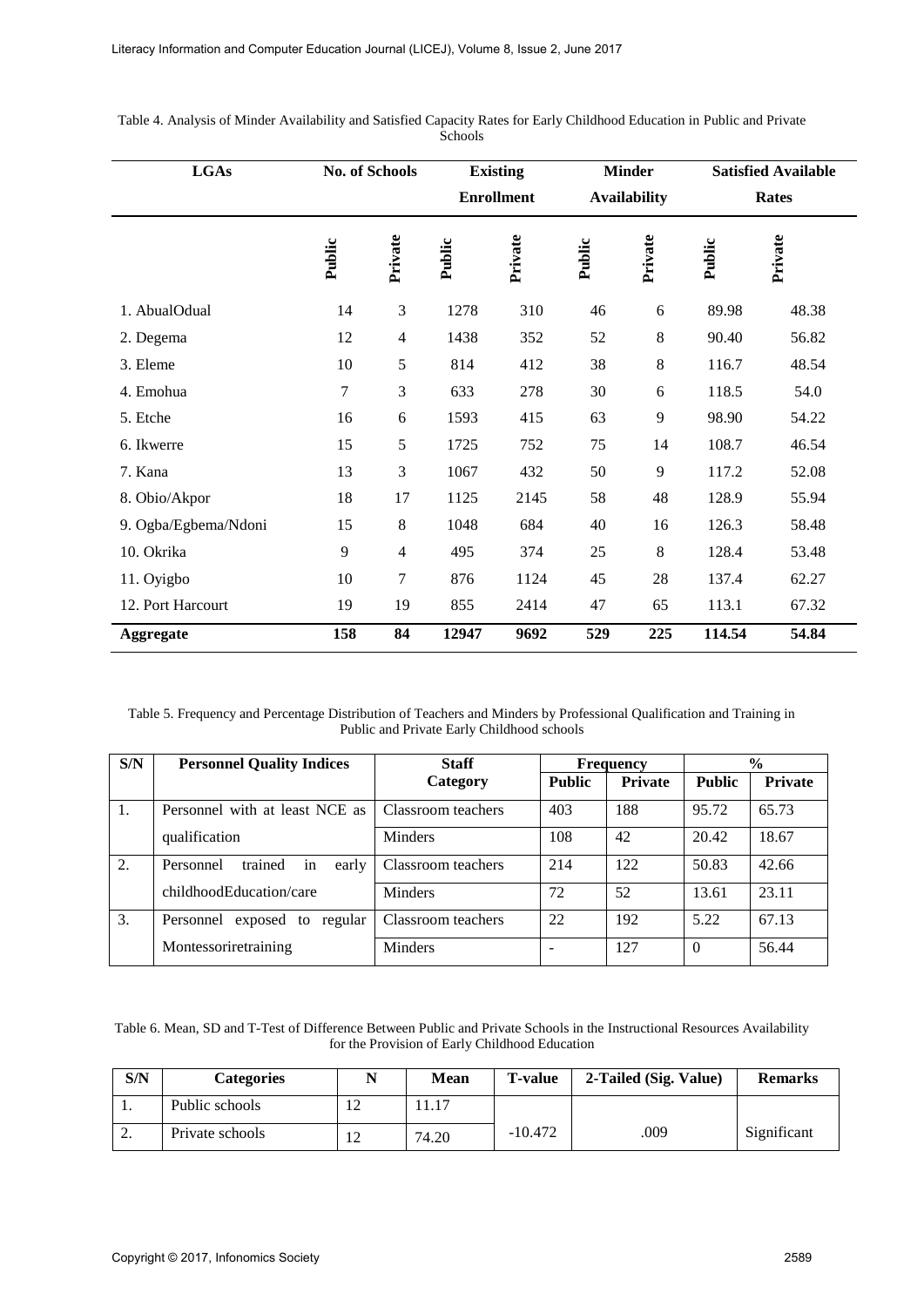Table 4. Analysis of Minder Availability and Satisfied Capacity Rates for Early Childhood Education in Public and Private Schools

| LGAs | No. of Schools | | Existing Enrollment | | Minder Availability | | Satisfied Available Rates | |
|---|---|---|---|---|---|---|---|---|
| | Public | Private | Public | Private | Public | Private | Public | Private |
| 1. AbualOdual | 14 | 3 | 1278 | 310 | 46 | 6 | 89.98 | 48.38 |
| 2. Degema | 12 | 4 | 1438 | 352 | 52 | 8 | 90.40 | 56.82 |
| 3. Eleme | 10 | 5 | 814 | 412 | 38 | 8 | 116.7 | 48.54 |
| 4. Emohua | 7 | 3 | 633 | 278 | 30 | 6 | 118.5 | 54.0 |
| 5. Etche | 16 | 6 | 1593 | 415 | 63 | 9 | 98.90 | 54.22 |
| 6. Ikwerre | 15 | 5 | 1725 | 752 | 75 | 14 | 108.7 | 46.54 |
| 7. Kana | 13 | 3 | 1067 | 432 | 50 | 9 | 117.2 | 52.08 |
| 8. Obio/Akpor | 18 | 17 | 1125 | 2145 | 58 | 48 | 128.9 | 55.94 |
| 9. Ogba/Egbema/Ndoni | 15 | 8 | 1048 | 684 | 40 | 16 | 126.3 | 58.48 |
| 10. Okrika | 9 | 4 | 495 | 374 | 25 | 8 | 128.4 | 53.48 |
| 11. Oyigbo | 10 | 7 | 876 | 1124 | 45 | 28 | 137.4 | 62.27 |
| 12. Port Harcourt | 19 | 19 | 855 | 2414 | 47 | 65 | 113.1 | 67.32 |
| **Aggregate** | **158** | **84** | **12947** | **9692** | **529** | **225** | **114.54** | **54.84** |

Table 5. Frequency and Percentage Distribution of Teachers and Minders by Professional Qualification and Training in Public and Private Early Childhood schools

| S/N | Personnel Quality Indices | Staff Category | Frequency | | % | |
|---|---|---|---|---|---|---|
| | | | Public | Private | Public | Private |
| 1. | Personnel with at least NCE as qualification | Classroom teachers | 403 | 188 | 95.72 | 65.73 |
| | | Minders | 108 | 42 | 20.42 | 18.67 |
| 2. | Personnel trained in early childhoodEducation/care | Classroom teachers | 214 | 122 | 50.83 | 42.66 |
| | | Minders | 72 | 52 | 13.61 | 23.11 |
| 3. | Personnel exposed to regular Montessoriretraining | Classroom teachers | 22 | 192 | 5.22 | 67.13 |
| | | Minders | - | 127 | 0 | 56.44 |

Table 6. Mean, SD and T-Test of Difference Between Public and Private Schools in the Instructional Resources Availability for the Provision of Early Childhood Education

| S/N | Categories | N | Mean | T-value | 2-Tailed (Sig. Value) | Remarks |
|---|---|---|---|---|---|---|
| 1. | Public schools | 12 | 11.17 | | | |
| 2. | Private schools | 12 | 74.20 | -10.472 | .009 | Significant |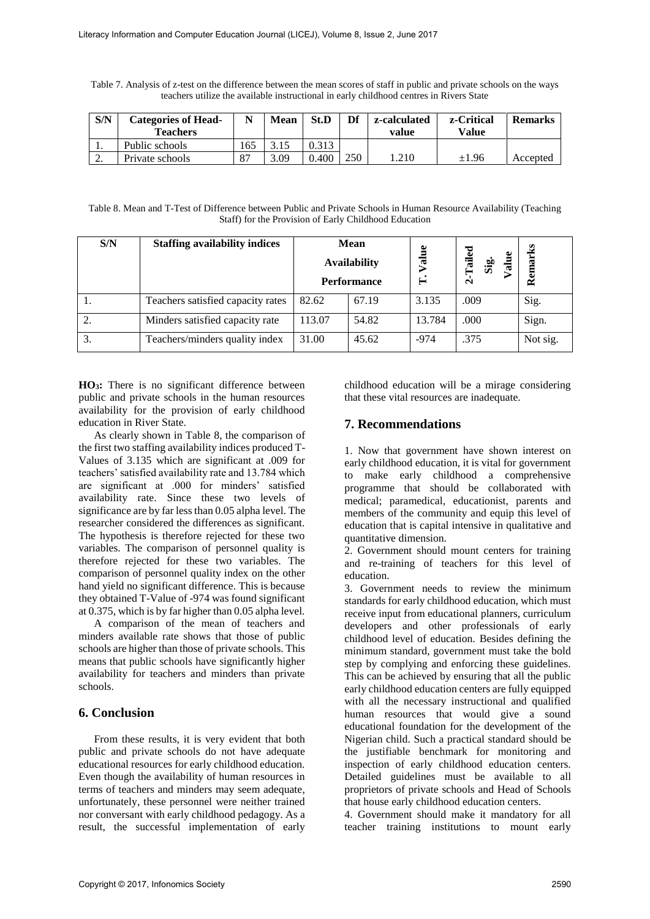Table 7. Analysis of z-test on the difference between the mean scores of staff in public and private schools on the ways teachers utilize the available instructional in early childhood centres in Rivers State

| S/N | Categories of Head-Teachers | N | Mean | St.D | Df | z-calculated value | z-Critical Value | Remarks |
|---|---|---|---|---|---|---|---|---|
| 1. | Public schools | 165 | 3.15 | 0.313 | | | | |
| 2. | Private schools | 87 | 3.09 | 0.400 | 250 | 1.210 | ±1.96 | Accepted |

Table 8. Mean and T-Test of Difference between Public and Private Schools in Human Resource Availability (Teaching Staff) for the Provision of Early Childhood Education

| S/N | Staffing availability indices | Mean Availability | Performance | T. Value | 2-Tailed Sig. Value | Remarks |
|---|---|---|---|---|---|---|
| 1. | Teachers satisfied capacity rates | 82.62 | 67.19 | 3.135 | .009 | Sig. |
| 2. | Minders satisfied capacity rate | 113.07 | 54.82 | 13.784 | .000 | Sign. |
| 3. | Teachers/minders quality index | 31.00 | 45.62 | -974 | .375 | Not sig. |

**HO₃:** There is no significant difference between public and private schools in the human resources availability for the provision of early childhood education in River State.

As clearly shown in Table 8, the comparison of the first two staffing availability indices produced T-Values of 3.135 which are significant at .009 for teachers' satisfied availability rate and 13.784 which are significant at .000 for minders' satisfied availability rate. Since these two levels of significance are by far less than 0.05 alpha level. The researcher considered the differences as significant. The hypothesis is therefore rejected for these two variables. The comparison of personnel quality is therefore rejected for these two variables. The comparison of personnel quality index on the other hand yield no significant difference. This is because they obtained T-Value of -974 was found significant at 0.375, which is by far higher than 0.05 alpha level.

A comparison of the mean of teachers and minders available rate shows that those of public schools are higher than those of private schools. This means that public schools have significantly higher availability for teachers and minders than private schools.

## 6. Conclusion

From these results, it is very evident that both public and private schools do not have adequate educational resources for early childhood education. Even though the availability of human resources in terms of teachers and minders may seem adequate, unfortunately, these personnel were neither trained nor conversant with early childhood pedagogy. As a result, the successful implementation of early childhood education will be a mirage considering that these vital resources are inadequate.

## 7. Recommendations

1. Now that government have shown interest on early childhood education, it is vital for government to make early childhood a comprehensive programme that should be collaborated with medical; paramedical, educationist, parents and members of the community and equip this level of education that is capital intensive in qualitative and quantitative dimension.

2. Government should mount centers for training and re-training of teachers for this level of education.

3. Government needs to review the minimum standards for early childhood education, which must receive input from educational planners, curriculum developers and other professionals of early childhood level of education. Besides defining the minimum standard, government must take the bold step by complying and enforcing these guidelines. This can be achieved by ensuring that all the public early childhood education centers are fully equipped with all the necessary instructional and qualified human resources that would give a sound educational foundation for the development of the Nigerian child. Such a practical standard should be the justifiable benchmark for monitoring and inspection of early childhood education centers. Detailed guidelines must be available to all proprietors of private schools and Head of Schools that house early childhood education centers.

4. Government should make it mandatory for all teacher training institutions to mount early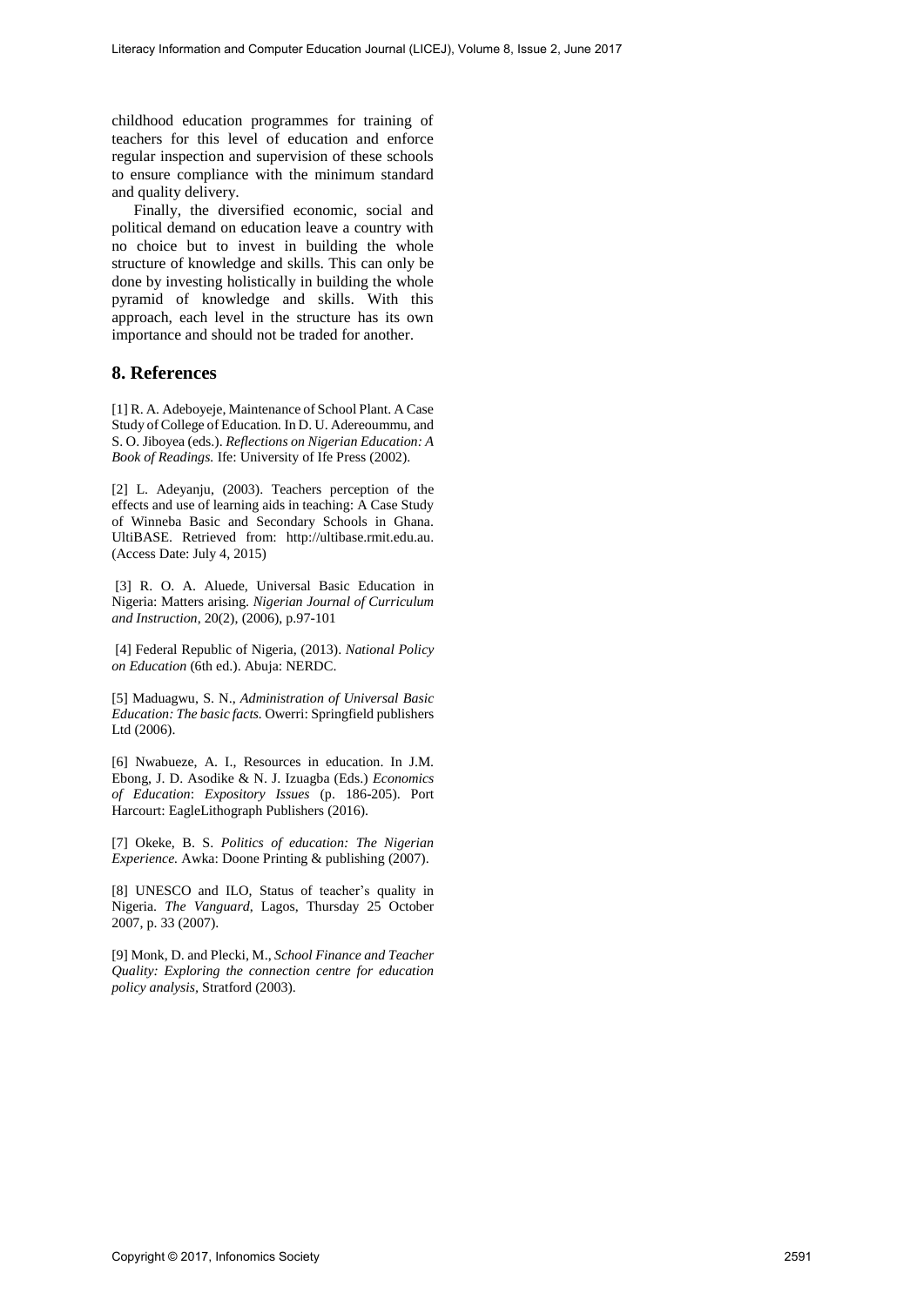childhood education programmes for training of teachers for this level of education and enforce regular inspection and supervision of these schools to ensure compliance with the minimum standard and quality delivery.

Finally, the diversified economic, social and political demand on education leave a country with no choice but to invest in building the whole structure of knowledge and skills. This can only be done by investing holistically in building the whole pyramid of knowledge and skills. With this approach, each level in the structure has its own importance and should not be traded for another.

## 8. References

[1] R. A. Adeboyeje, Maintenance of School Plant. A Case Study of College of Education. In D. U. Adereoummu, and S. O. Jiboyea (eds.). *Reflections on Nigerian Education: A Book of Readings.* Ife: University of Ife Press (2002).

[2] L. Adeyanju, (2003). Teachers perception of the effects and use of learning aids in teaching: A Case Study of Winneba Basic and Secondary Schools in Ghana. UltiBASE. Retrieved from: http://ultibase.rmit.edu.au. (Access Date: July 4, 2015)

[3] R. O. A. Aluede, Universal Basic Education in Nigeria: Matters arising. *Nigerian Journal of Curriculum and Instruction*, 20(2), (2006), p.97-101

[4] Federal Republic of Nigeria, (2013). *National Policy on Education* (6th ed.). Abuja: NERDC.

[5] Maduagwu, S. N., *Administration of Universal Basic Education: The basic facts.* Owerri: Springfield publishers Ltd (2006).

[6] Nwabueze, A. I., Resources in education. In J.M. Ebong, J. D. Asodike & N. J. Izuagba (Eds.) *Economics of Education*: *Expository Issues* (p. 186-205). Port Harcourt: EagleLithograph Publishers (2016).

[7] Okeke, B. S. *Politics of education: The Nigerian Experience.* Awka: Doone Printing & publishing (2007).

[8] UNESCO and ILO, Status of teacher's quality in Nigeria. *The Vanguard*, Lagos, Thursday 25 October 2007, p. 33 (2007).

[9] Monk, D. and Plecki, M., *School Finance and Teacher Quality: Exploring the connection centre for education policy analysis,* Stratford (2003).